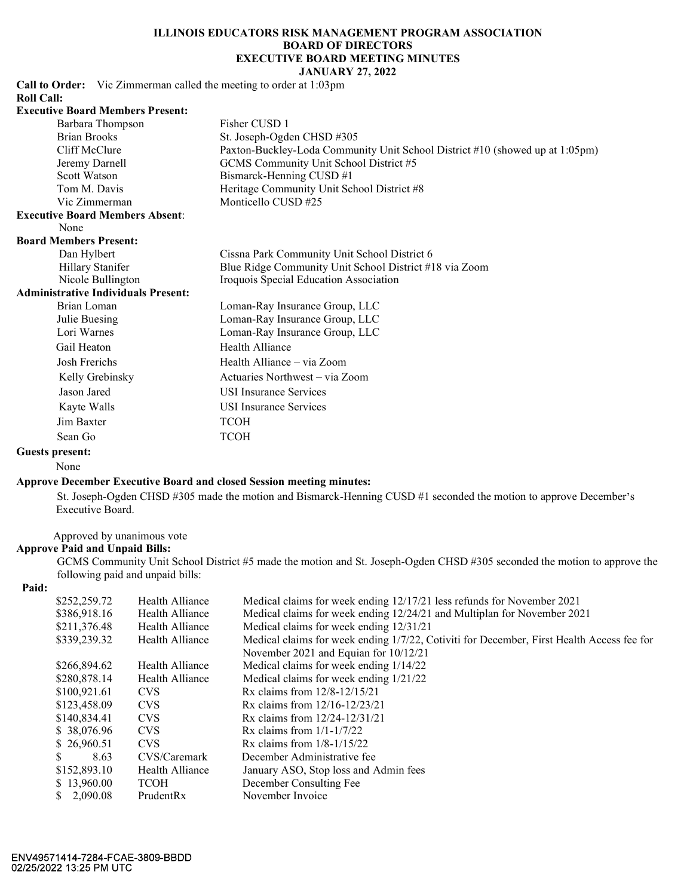# ILLINOIS EDUCATORS RISK MANAGEMENT PROGRAM ASSOCIATION
## BOARD OF DIRECTORS
## EXECUTIVE BOARD MEETING MINUTES
## JANUARY 27, 2022

**Call to Order:** Vic Zimmerman called the meeting to order at 1:03pm

**Roll Call:**

**Executive Board Members Present:**

| | |
|---|---|
| Barbara Thompson | Fisher CUSD 1 |
| Brian Brooks | St. Joseph-Ogden CHSD #305 |
| Cliff McClure | Paxton-Buckley-Loda Community Unit School District #10 (showed up at 1:05pm) |
| Jeremy Darnell | GCMS Community Unit School District #5 |
| Scott Watson | Bismarck-Henning CUSD #1 |
| Tom M. Davis | Heritage Community Unit School District #8 |
| Vic Zimmerman | Monticello CUSD #25 |

**Executive Board Members Absent**:

None

**Board Members Present:**

| | |
|---|---|
| Dan Hylbert | Cissna Park Community Unit School District 6 |
| Hillary Stanifer | Blue Ridge Community Unit School District #18 via Zoom |
| Nicole Bullington | Iroquois Special Education Association |

**Administrative Individuals Present:**

| | |
|---|---|
| Brian Loman | Loman-Ray Insurance Group, LLC |
| Julie Buesing | Loman-Ray Insurance Group, LLC |
| Lori Warnes | Loman-Ray Insurance Group, LLC |
| Gail Heaton | Health Alliance |
| Josh Frerichs | Health Alliance – via Zoom |
| Kelly Grebinsky | Actuaries Northwest – via Zoom |
| Jason Jared | USI Insurance Services |
| Kayte Walls | USI Insurance Services |
| Jim Baxter | TCOH |
| Sean Go | TCOH |

**Guests present:**

None

**Approve December Executive Board and closed Session meeting minutes:**

St. Joseph-Ogden CHSD #305 made the motion and Bismarck-Henning CUSD #1 seconded the motion to approve December's Executive Board.

Approved by unanimous vote

**Approve Paid and Unpaid Bills:**

GCMS Community Unit School District #5 made the motion and St. Joseph-Ogden CHSD #305 seconded the motion to approve the following paid and unpaid bills:

**Paid:**

| | | |
|---|---|---|
| $252,259.72 | Health Alliance | Medical claims for week ending 12/17/21 less refunds for November 2021 |
| $386,918.16 | Health Alliance | Medical claims for week ending 12/24/21 and Multiplan for November 2021 |
| $211,376.48 | Health Alliance | Medical claims for week ending 12/31/21 |
| $339,239.32 | Health Alliance | Medical claims for week ending 1/7/22, Cotiviti for December, First Health Access fee for November 2021 and Equian for 10/12/21 |
| $266,894.62 | Health Alliance | Medical claims for week ending 1/14/22 |
| $280,878.14 | Health Alliance | Medical claims for week ending 1/21/22 |
| $100,921.61 | CVS | Rx claims from 12/8-12/15/21 |
| $123,458.09 | CVS | Rx claims from 12/16-12/23/21 |
| $140,834.41 | CVS | Rx claims from 12/24-12/31/21 |
| $ 38,076.96 | CVS | Rx claims from 1/1-1/7/22 |
| $ 26,960.51 | CVS | Rx claims from 1/8-1/15/22 |
| $ 8.63 | CVS/Caremark | December Administrative fee |
| $152,893.10 | Health Alliance | January ASO, Stop loss and Admin fees |
| $ 13,960.00 | TCOH | December Consulting Fee |
| $ 2,090.08 | PrudentRx | November Invoice |

ENV49571414-7284-FCAE-3809-BBDD
02/25/2022 13:25 PM UTC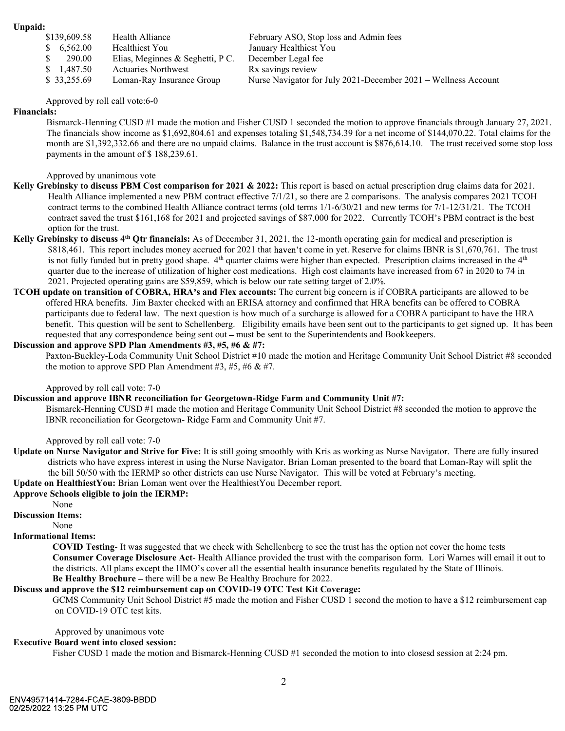**Unpaid:**

| | | |
|---|---|---|
| $139,609.58 | Health Alliance | February ASO, Stop loss and Admin fees |
| $ 6,562.00 | Healthiest You | January Healthiest You |
| $ 290.00 | Elias, Meginnes & Seghetti, P C. | December Legal fee |
| $ 1,487.50 | Actuaries Northwest | Rx savings review |
| $ 33,255.69 | Loman-Ray Insurance Group | Nurse Navigator for July 2021-December 2021 – Wellness Account |

Approved by roll call vote:6-0

**Financials:**

Bismarck-Henning CUSD #1 made the motion and Fisher CUSD 1 seconded the motion to approve financials through January 27, 2021. The financials show income as $1,692,804.61 and expenses totaling $1,548,734.39 for a net income of $144,070.22. Total claims for the month are $1,392,332.66 and there are no unpaid claims. Balance in the trust account is $876,614.10. The trust received some stop loss payments in the amount of $ 188,239.61.

Approved by unanimous vote

**Kelly Grebinsky to discuss PBM Cost comparison for 2021 & 2022:** This report is based on actual prescription drug claims data for 2021. Health Alliance implemented a new PBM contract effective 7/1/21, so there are 2 comparisons. The analysis compares 2021 TCOH contract terms to the combined Health Alliance contract terms (old terms 1/1-6/30/21 and new terms for 7/1-12/31/21. The TCOH contract saved the trust $161,168 for 2021 and projected savings of $87,000 for 2022. Currently TCOH's PBM contract is the best option for the trust.

**Kelly Grebinsky to discuss 4th Qtr financials:** As of December 31, 2021, the 12-month operating gain for medical and prescription is $818,461. This report includes money accrued for 2021 that haven't come in yet. Reserve for claims IBNR is $1,670,761. The trust is not fully funded but in pretty good shape. 4th quarter claims were higher than expected. Prescription claims increased in the 4th quarter due to the increase of utilization of higher cost medications. High cost claimants have increased from 67 in 2020 to 74 in 2021. Projected operating gains are $59,859, which is below our rate setting target of 2.0%.

**TCOH update on transition of COBRA, HRA's and Flex accounts:** The current big concern is if COBRA participants are allowed to be offered HRA benefits. Jim Baxter checked with an ERISA attorney and confirmed that HRA benefits can be offered to COBRA participants due to federal law. The next question is how much of a surcharge is allowed for a COBRA participant to have the HRA benefit. This question will be sent to Schellenberg. Eligibility emails have been sent out to the participants to get signed up. It has been requested that any correspondence being sent out – must be sent to the Superintendents and Bookkeepers.

**Discussion and approve SPD Plan Amendments #3, #5, #6 & #7:**

Paxton-Buckley-Loda Community Unit School District #10 made the motion and Heritage Community Unit School District #8 seconded the motion to approve SPD Plan Amendment #3, #5, #6 & #7.

Approved by roll call vote: 7-0

**Discussion and approve IBNR reconciliation for Georgetown-Ridge Farm and Community Unit #7:**

Bismarck-Henning CUSD #1 made the motion and Heritage Community Unit School District #8 seconded the motion to approve the IBNR reconciliation for Georgetown- Ridge Farm and Community Unit #7.

Approved by roll call vote: 7-0

**Update on Nurse Navigator and Strive for Five:** It is still going smoothly with Kris as working as Nurse Navigator. There are fully insured districts who have express interest in using the Nurse Navigator. Brian Loman presented to the board that Loman-Ray will split the the bill 50/50 with the IERMP so other districts can use Nurse Navigator. This will be voted at February's meeting.

**Update on HealthiestYou:** Brian Loman went over the HealthiestYou December report.

**Approve Schools eligible to join the IERMP:**

None

**Discussion Items:**

None

**Informational Items:**

**COVID Testing**- It was suggested that we check with Schellenberg to see the trust has the option not cover the home tests

**Consumer Coverage Disclosure Act**- Health Alliance provided the trust with the comparison form. Lori Warnes will email it out to the districts. All plans except the HMO's cover all the essential health insurance benefits regulated by the State of Illinois.

**Be Healthy Brochure** – there will be a new Be Healthy Brochure for 2022.

**Discuss and approve the $12 reimbursement cap on COVID-19 OTC Test Kit Coverage:**

GCMS Community Unit School District #5 made the motion and Fisher CUSD 1 second the motion to have a $12 reimbursement cap on COVID-19 OTC test kits.

Approved by unanimous vote

**Executive Board went into closed session:**

Fisher CUSD 1 made the motion and Bismarck-Henning CUSD #1 seconded the motion to into closesd session at 2:24 pm.

ENV49571414-7284-FCAE-3809-BBDD
02/25/2022 13:25 PM UTC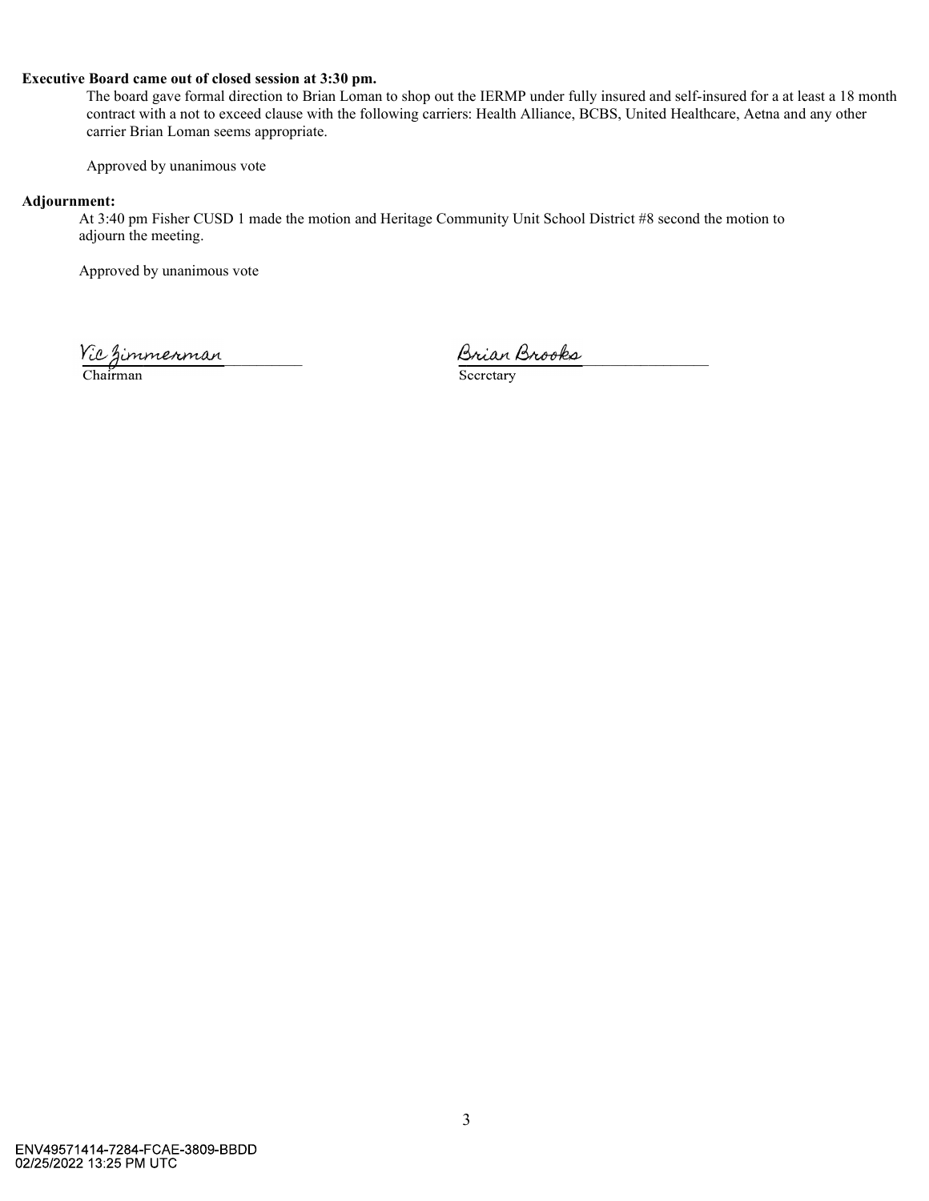**Executive Board came out of closed session at 3:30 pm.**

The board gave formal direction to Brian Loman to shop out the IERMP under fully insured and self-insured for a at least a 18 month contract with a not to exceed clause with the following carriers: Health Alliance, BCBS, United Healthcare, Aetna and any other carrier Brian Loman seems appropriate.

Approved by unanimous vote

**Adjournment:**

At 3:40 pm Fisher CUSD 1 made the motion and Heritage Community Unit School District #8 second the motion to adjourn the meeting.

Approved by unanimous vote

Vic Zimmerman
Chairman

Brian Brooks
Secretary

ENV49571414-7284-FCAE-3809-BBDD
02/25/2022 13:25 PM UTC